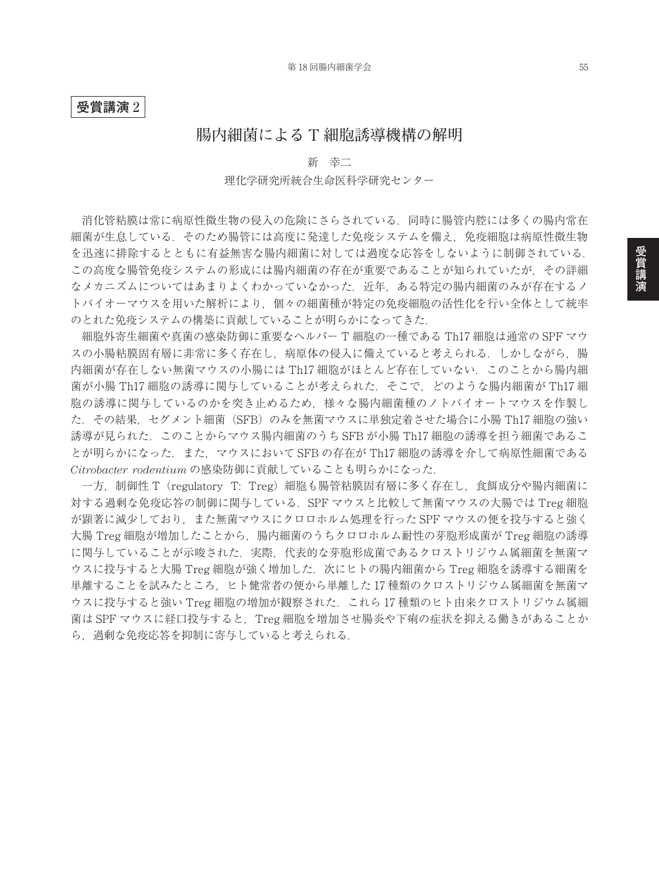**受賞講演 2**

# 腸内細菌による T 細胞誘導機構の解明

新　幸二

理化学研究所統合生命医科学研究センター

消化管粘膜は常に病原性微生物の侵入の危険にさらされている．同時に腸管内腔には多くの腸内常在細菌が生息している．そのため腸管には高度に発達した免疫システムを備え，免疫細胞は病原性微生物を迅速に排除するとともに有益無害な腸内細菌に対しては過度な応答をしないように制御されている．この高度な腸管免疫システムの形成には腸内細菌の存在が重要であることが知られていたが，その詳細なメカニズムについてはあまりよくわかっていなかった．近年，ある特定の腸内細菌のみが存在するノトバイオーマウスを用いた解析により，個々の細菌種が特定の免疫細胞の活性化を行い全体として統率のとれた免疫システムの構築に貢献していることが明らかになってきた．

細胞外寄生細菌や真菌の感染防御に重要なヘルパー T 細胞の一種である Th17 細胞は通常の SPF マウスの小腸粘膜固有層に非常に多く存在し，病原体の侵入に備えていると考えられる．しかしながら，腸内細菌が存在しない無菌マウスの小腸には Th17 細胞がほとんど存在していない．このことから腸内細菌が小腸 Th17 細胞の誘導に関与していることが考えられた．そこで，どのような腸内細菌が Th17 細胞の誘導に関与しているのかを突き止めるため，様々な腸内細菌種のノトバイオートマウスを作製した．その結果，セグメント細菌（SFB）のみを無菌マウスに単独定着させた場合に小腸 Th17 細胞の強い誘導が見られた．このことからマウス腸内細菌のうち SFB が小腸 Th17 細胞の誘導を担う細菌であることが明らかになった．また，マウスにおいて SFB の存在が Th17 細胞の誘導を介して病原性細菌である *Citrobacter rodentium* の感染防御に貢献していることも明らかになった．

一方，制御性 T（regulatory T: Treg）細胞も腸管粘膜固有層に多く存在し，食餌成分や腸内細菌に対する過剰な免疫応答の制御に関与している．SPF マウスと比較して無菌マウスの大腸では Treg 細胞が顕著に減少しており，また無菌マウスにクロロホルム処理を行った SPF マウスの便を投与すると強く大腸 Treg 細胞が増加したことから，腸内細菌のうちクロロホルム耐性の芽胞形成菌が Treg 細胞の誘導に関与していることが示唆された．実際，代表的な芽胞形成菌であるクロストリジウム属細菌を無菌マウスに投与すると大腸 Treg 細胞が強く増加した．次にヒトの腸内細菌から Treg 細胞を誘導する細菌を単離することを試みたところ，ヒト健常者の便から単離した 17 種類のクロストリジウム属細菌を無菌マウスに投与すると強い Treg 細胞の増加が観察された．これら 17 種類のヒト由来クロストリジウム属細菌は SPF マウスに経口投与すると，Treg 細胞を増加させ腸炎や下痢の症状を抑える働きがあることから，過剰な免疫応答を抑制に寄与していると考えられる．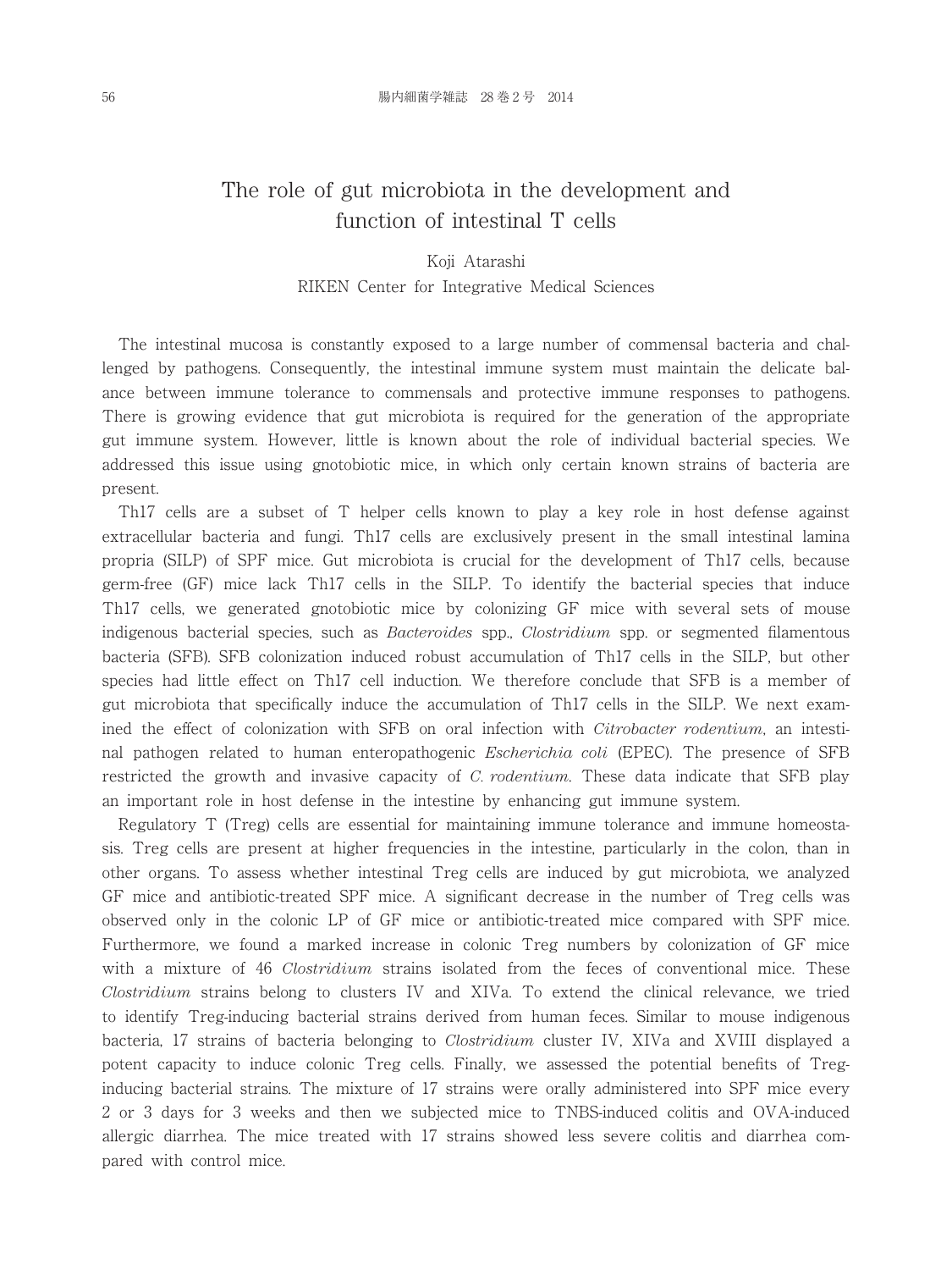# The role of gut microbiota in the development and function of intestinal T cells

Koji Atarashi

RIKEN Center for Integrative Medical Sciences

The intestinal mucosa is constantly exposed to a large number of commensal bacteria and challenged by pathogens. Consequently, the intestinal immune system must maintain the delicate balance between immune tolerance to commensals and protective immune responses to pathogens. There is growing evidence that gut microbiota is required for the generation of the appropriate gut immune system. However, little is known about the role of individual bacterial species. We addressed this issue using gnotobiotic mice, in which only certain known strains of bacteria are present.

Th17 cells are a subset of T helper cells known to play a key role in host defense against extracellular bacteria and fungi. Th17 cells are exclusively present in the small intestinal lamina propria (SILP) of SPF mice. Gut microbiota is crucial for the development of Th17 cells, because germ-free (GF) mice lack Th17 cells in the SILP. To identify the bacterial species that induce Th17 cells, we generated gnotobiotic mice by colonizing GF mice with several sets of mouse indigenous bacterial species, such as *Bacteroides* spp., *Clostridium* spp. or segmented filamentous bacteria (SFB). SFB colonization induced robust accumulation of Th17 cells in the SILP, but other species had little effect on Th17 cell induction. We therefore conclude that SFB is a member of gut microbiota that specifically induce the accumulation of Th17 cells in the SILP. We next examined the effect of colonization with SFB on oral infection with *Citrobacter rodentium*, an intestinal pathogen related to human enteropathogenic *Escherichia coli* (EPEC). The presence of SFB restricted the growth and invasive capacity of *C. rodentium*. These data indicate that SFB play an important role in host defense in the intestine by enhancing gut immune system.

Regulatory T (Treg) cells are essential for maintaining immune tolerance and immune homeostasis. Treg cells are present at higher frequencies in the intestine, particularly in the colon, than in other organs. To assess whether intestinal Treg cells are induced by gut microbiota, we analyzed GF mice and antibiotic-treated SPF mice. A significant decrease in the number of Treg cells was observed only in the colonic LP of GF mice or antibiotic-treated mice compared with SPF mice. Furthermore, we found a marked increase in colonic Treg numbers by colonization of GF mice with a mixture of 46 *Clostridium* strains isolated from the feces of conventional mice. These *Clostridium* strains belong to clusters IV and XIVa. To extend the clinical relevance, we tried to identify Treg-inducing bacterial strains derived from human feces. Similar to mouse indigenous bacteria, 17 strains of bacteria belonging to *Clostridium* cluster IV, XIVa and XVIII displayed a potent capacity to induce colonic Treg cells. Finally, we assessed the potential benefits of Treg-inducing bacterial strains. The mixture of 17 strains were orally administered into SPF mice every 2 or 3 days for 3 weeks and then we subjected mice to TNBS-induced colitis and OVA-induced allergic diarrhea. The mice treated with 17 strains showed less severe colitis and diarrhea compared with control mice.